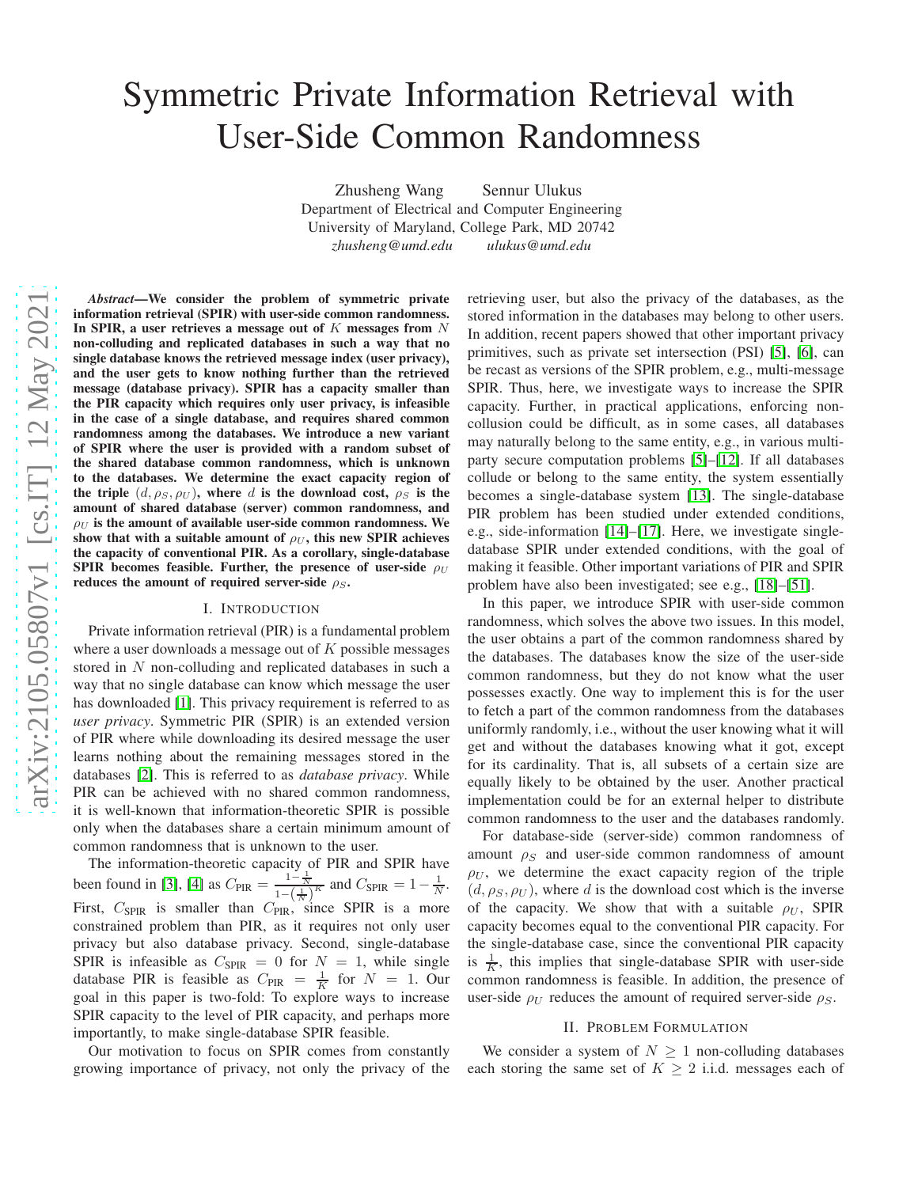# Symmetric Private Information Retrieval with User-Side Common Randomness

Zhusheng Wang  Sennur Ulukus
Department of Electrical and Computer Engineering
University of Maryland, College Park, MD 20742
*zhusheng@umd.edu*  *ulukus@umd.edu*

***Abstract*—We consider the problem of symmetric private information retrieval (SPIR) with user-side common randomness. In SPIR, a user retrieves a message out of $K$ messages from $N$ non-colluding and replicated databases in such a way that no single database knows the retrieved message index (user privacy), and the user gets to know nothing further than the retrieved message (database privacy). SPIR has a capacity smaller than the PIR capacity which requires only user privacy, is infeasible in the case of a single database, and requires shared common randomness among the databases. We introduce a new variant of SPIR where the user is provided with a random subset of the shared database common randomness, which is unknown to the databases. We determine the exact capacity region of the triple $(d, \rho_S, \rho_U)$, where $d$ is the download cost, $\rho_S$ is the amount of shared database (server) common randomness, and $\rho_U$ is the amount of available user-side common randomness. We show that with a suitable amount of $\rho_U$, this new SPIR achieves the capacity of conventional PIR. As a corollary, single-database SPIR becomes feasible. Further, the presence of user-side $\rho_U$ reduces the amount of required server-side $\rho_S$.**

## I. Introduction

Private information retrieval (PIR) is a fundamental problem where a user downloads a message out of $K$ possible messages stored in $N$ non-colluding and replicated databases in such a way that no single database can know which message the user has downloaded [1]. This privacy requirement is referred to as *user privacy*. Symmetric PIR (SPIR) is an extended version of PIR where while downloading its desired message the user learns nothing about the remaining messages stored in the databases [2]. This is referred to as *database privacy*. While PIR can be achieved with no shared common randomness, it is well-known that information-theoretic SPIR is possible only when the databases share a certain minimum amount of common randomness that is unknown to the user.

The information-theoretic capacity of PIR and SPIR have been found in [3], [4] as $C_{\text{PIR}} = \frac{1-\frac{1}{N}}{1-(\frac{1}{N})^K}$ and $C_{\text{SPIR}} = 1 - \frac{1}{N}$. First, $C_{\text{SPIR}}$ is smaller than $C_{\text{PIR}}$, since SPIR is a more constrained problem than PIR, as it requires not only user privacy but also database privacy. Second, single-database SPIR is infeasible as $C_{\text{SPIR}} = 0$ for $N = 1$, while single database PIR is feasible as $C_{\text{PIR}} = \frac{1}{K}$ for $N = 1$. Our goal in this paper is two-fold: To explore ways to increase SPIR capacity to the level of PIR capacity, and perhaps more importantly, to make single-database SPIR feasible.

Our motivation to focus on SPIR comes from constantly growing importance of privacy, not only the privacy of the retrieving user, but also the privacy of the databases, as the stored information in the databases may belong to other users. In addition, recent papers showed that other important privacy primitives, such as private set intersection (PSI) [5], [6], can be recast as versions of the SPIR problem, e.g., multi-message SPIR. Thus, here, we investigate ways to increase the SPIR capacity. Further, in practical applications, enforcing non-collusion could be difficult, as in some cases, all databases may naturally belong to the same entity, e.g., in various multi-party secure computation problems [5]–[12]. If all databases collude or belong to the same entity, the system essentially becomes a single-database system [13]. The single-database PIR problem has been studied under extended conditions, e.g., side-information [14]–[17]. Here, we investigate single-database SPIR under extended conditions, with the goal of making it feasible. Other important variations of PIR and SPIR problem have also been investigated; see e.g., [18]–[51].

In this paper, we introduce SPIR with user-side common randomness, which solves the above two issues. In this model, the user obtains a part of the common randomness shared by the databases. The databases know the size of the user-side common randomness, but they do not know what the user possesses exactly. One way to implement this is for the user to fetch a part of the common randomness from the databases uniformly randomly, i.e., without the user knowing what it will get and without the databases knowing what it got, except for its cardinality. That is, all subsets of a certain size are equally likely to be obtained by the user. Another practical implementation could be for an external helper to distribute common randomness to the user and the databases randomly.

For database-side (server-side) common randomness of amount $\rho_S$ and user-side common randomness of amount $\rho_U$, we determine the exact capacity region of the triple $(d, \rho_S, \rho_U)$, where $d$ is the download cost which is the inverse of the capacity. We show that with a suitable $\rho_U$, SPIR capacity becomes equal to the conventional PIR capacity. For the single-database case, since the conventional PIR capacity is $\frac{1}{K}$, this implies that single-database SPIR with user-side common randomness is feasible. In addition, the presence of user-side $\rho_U$ reduces the amount of required server-side $\rho_S$.

## II. Problem Formulation

We consider a system of $N \geq 1$ non-colluding databases each storing the same set of $K \geq 2$ i.i.d. messages each of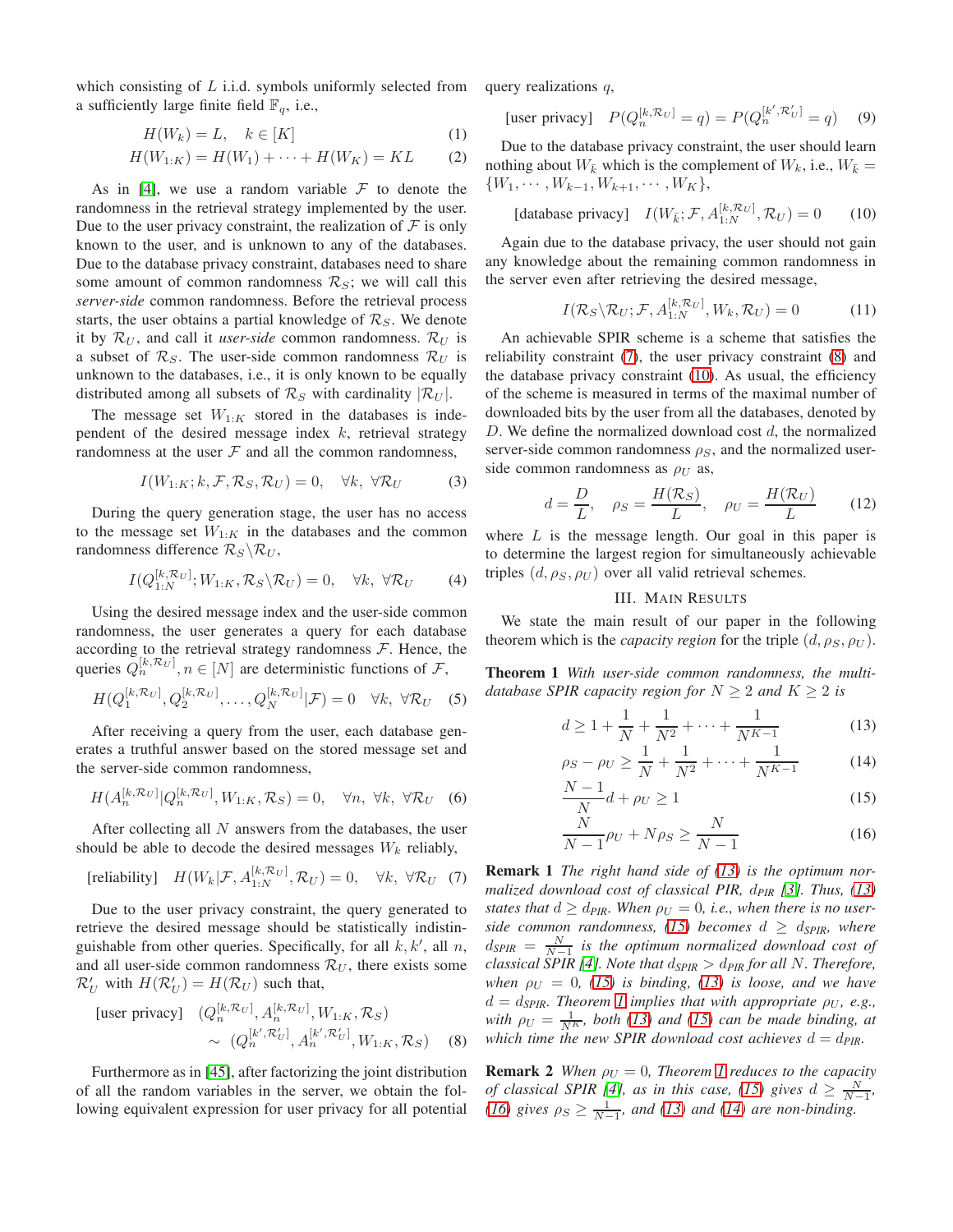which consisting of $L$ i.i.d. symbols uniformly selected from a sufficiently large finite field $\mathbb{F}_q$, i.e.,

$$H(W_k) = L, \quad k \in [K] \tag{1}$$

$$H(W_{1:K}) = H(W_1) + \cdots + H(W_K) = KL \tag{2}$$

As in [4], we use a random variable $\mathcal{F}$ to denote the randomness in the retrieval strategy implemented by the user. Due to the user privacy constraint, the realization of $\mathcal{F}$ is only known to the user, and is unknown to any of the databases. Due to the database privacy constraint, databases need to share some amount of common randomness $\mathcal{R}_S$; we will call this *server-side* common randomness. Before the retrieval process starts, the user obtains a partial knowledge of $\mathcal{R}_S$. We denote it by $\mathcal{R}_U$, and call it *user-side* common randomness. $\mathcal{R}_U$ is a subset of $\mathcal{R}_S$. The user-side common randomness $\mathcal{R}_U$ is unknown to the databases, i.e., it is only known to be equally distributed among all subsets of $\mathcal{R}_S$ with cardinality $|\mathcal{R}_U|$.

The message set $W_{1:K}$ stored in the databases is independent of the desired message index $k$, retrieval strategy randomness at the user $\mathcal{F}$ and all the common randomness,

$$I(W_{1:K}; k, \mathcal{F}, \mathcal{R}_S, \mathcal{R}_U) = 0, \quad \forall k,\ \forall \mathcal{R}_U \tag{3}$$

During the query generation stage, the user has no access to the message set $W_{1:K}$ in the databases and the common randomness difference $\mathcal{R}_S \backslash \mathcal{R}_U$,

$$I(Q_{1:N}^{[k,\mathcal{R}_U]}; W_{1:K}, \mathcal{R}_S \backslash \mathcal{R}_U) = 0, \quad \forall k,\ \forall \mathcal{R}_U \tag{4}$$

Using the desired message index and the user-side common randomness, the user generates a query for each database according to the retrieval strategy randomness $\mathcal{F}$. Hence, the queries $Q_n^{[k,\mathcal{R}_U]}, n \in [N]$ are deterministic functions of $\mathcal{F}$,

$$H(Q_1^{[k,\mathcal{R}_U]}, Q_2^{[k,\mathcal{R}_U]}, \ldots, Q_N^{[k,\mathcal{R}_U]} | \mathcal{F}) = 0 \quad \forall k,\ \forall \mathcal{R}_U \tag{5}$$

After receiving a query from the user, each database generates a truthful answer based on the stored message set and the server-side common randomness,

$$H(A_n^{[k,\mathcal{R}_U]} | Q_n^{[k,\mathcal{R}_U]}, W_{1:K}, \mathcal{R}_S) = 0, \quad \forall n,\ \forall k,\ \forall \mathcal{R}_U \tag{6}$$

After collecting all $N$ answers from the databases, the user should be able to decode the desired messages $W_k$ reliably,

$$\text{[reliability]} \quad H(W_k | \mathcal{F}, A_{1:N}^{[k,\mathcal{R}_U]}, \mathcal{R}_U) = 0, \quad \forall k,\ \forall \mathcal{R}_U \tag{7}$$

Due to the user privacy constraint, the query generated to retrieve the desired message should be statistically indistinguishable from other queries. Specifically, for all $k, k'$, all $n$, and all user-side common randomness $\mathcal{R}_U$, there exists some $\mathcal{R}'_U$ with $H(\mathcal{R}'_U) = H(\mathcal{R}_U)$ such that,

$$\text{[user privacy]} \quad (Q_n^{[k,\mathcal{R}_U]}, A_n^{[k,\mathcal{R}_U]}, W_{1:K}, \mathcal{R}_S) \sim (Q_n^{[k',\mathcal{R}'_U]}, A_n^{[k',\mathcal{R}'_U]}, W_{1:K}, \mathcal{R}_S) \tag{8}$$

Furthermore as in [45], after factorizing the joint distribution of all the random variables in the server, we obtain the following equivalent expression for user privacy for all potential query realizations $q$,

$$\text{[user privacy]} \quad P(Q_n^{[k,\mathcal{R}_U]} = q) = P(Q_n^{[k',\mathcal{R}'_U]} = q) \tag{9}$$

Due to the database privacy constraint, the user should learn nothing about $W_{\bar{k}}$ which is the complement of $W_k$, i.e., $W_{\bar{k}} = \{W_1, \cdots, W_{k-1}, W_{k+1}, \cdots, W_K\}$,

$$\text{[database privacy]} \quad I(W_{\bar{k}}; \mathcal{F}, A_{1:N}^{[k,\mathcal{R}_U]}, \mathcal{R}_U) = 0 \tag{10}$$

Again due to the database privacy, the user should not gain any knowledge about the remaining common randomness in the server even after retrieving the desired message,

$$I(\mathcal{R}_S \backslash \mathcal{R}_U; \mathcal{F}, A_{1:N}^{[k,\mathcal{R}_U]}, W_k, \mathcal{R}_U) = 0 \tag{11}$$

An achievable SPIR scheme is a scheme that satisfies the reliability constraint (7), the user privacy constraint (8) and the database privacy constraint (10). As usual, the efficiency of the scheme is measured in terms of the maximal number of downloaded bits by the user from all the databases, denoted by $D$. We define the normalized download cost $d$, the normalized server-side common randomness $\rho_S$, and the normalized user-side common randomness $\rho_U$ as,

$$d = \frac{D}{L}, \quad \rho_S = \frac{H(\mathcal{R}_S)}{L}, \quad \rho_U = \frac{H(\mathcal{R}_U)}{L} \tag{12}$$

where $L$ is the message length. Our goal in this paper is to determine the largest region for simultaneously achievable triples $(d, \rho_S, \rho_U)$ over all valid retrieval schemes.

## III. Main Results

We state the main result of our paper in the following theorem which is the *capacity region* for the triple $(d, \rho_S, \rho_U)$.

**Theorem 1** *With user-side common randomness, the multi-database SPIR capacity region for $N \geq 2$ and $K \geq 2$ is*

$$d \geq 1 + \frac{1}{N} + \frac{1}{N^2} + \cdots + \frac{1}{N^{K-1}} \tag{13}$$

$$\rho_S - \rho_U \geq \frac{1}{N} + \frac{1}{N^2} + \cdots + \frac{1}{N^{K-1}} \tag{14}$$

$$\frac{N-1}{N} d + \rho_U \geq 1 \tag{15}$$

$$\frac{N}{N-1} \rho_U + N \rho_S \geq \frac{N}{N-1} \tag{16}$$

**Remark 1** *The right hand side of (13) is the optimum normalized download cost of classical PIR, $d_{PIR}$ [3]. Thus, (13) states that $d \geq d_{PIR}$. When $\rho_U = 0$, i.e., when there is no user-side common randomness, (15) becomes $d \geq d_{SPIR}$, where $d_{SPIR} = \frac{N}{N-1}$ is the optimum normalized download cost of classical SPIR [4]. Note that $d_{SPIR} > d_{PIR}$ for all $N$. Therefore, when $\rho_U = 0$, (15) is binding, (13) is loose, and we have $d = d_{SPIR}$. Theorem 1 implies that with appropriate $\rho_U$, e.g., with $\rho_U = \frac{1}{N^K}$, both (13) and (15) can be made binding, at which time the new SPIR download cost achieves $d = d_{PIR}$.*

**Remark 2** *When $\rho_U = 0$, Theorem 1 reduces to the capacity of classical SPIR [4], as in this case, (15) gives $d \geq \frac{N}{N-1}$, (16) gives $\rho_S \geq \frac{1}{N-1}$, and (13) and (14) are non-binding.*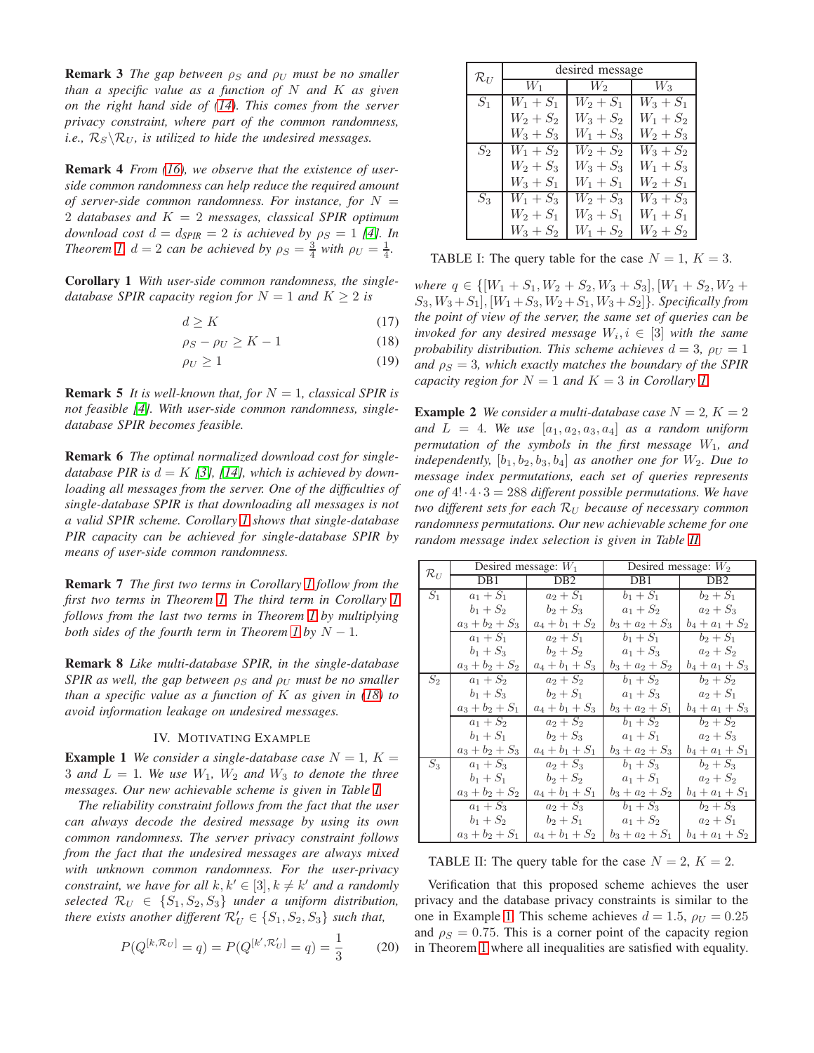**Remark 3** *The gap between $\rho_S$ and $\rho_U$ must be no smaller than a specific value as a function of $N$ and $K$ as given on the right hand side of (14). This comes from the server privacy constraint, where part of the common randomness, i.e., $\mathcal{R}_S \backslash \mathcal{R}_U$, is utilized to hide the undesired messages.*

**Remark 4** *From (16), we observe that the existence of user-side common randomness can help reduce the required amount of server-side common randomness. For instance, for $N = 2$ databases and $K = 2$ messages, classical SPIR optimum download cost $d = d_{SPIR} = 2$ is achieved by $\rho_S = 1$ [4]. In Theorem 1, $d = 2$ can be achieved by $\rho_S = \frac{3}{4}$ with $\rho_U = \frac{1}{4}$.*

**Corollary 1** *With user-side common randomness, the single-database SPIR capacity region for $N = 1$ and $K \geq 2$ is*

$$d \geq K \tag{17}$$

$$\rho_S - \rho_U \geq K - 1 \tag{18}$$

$$\rho_U \geq 1 \tag{19}$$

**Remark 5** *It is well-known that, for $N = 1$, classical SPIR is not feasible [4]. With user-side common randomness, single-database SPIR becomes feasible.*

**Remark 6** *The optimal normalized download cost for single-database PIR is $d = K$ [3], [14], which is achieved by downloading all messages from the server. One of the difficulties of single-database SPIR is that downloading all messages is not a valid SPIR scheme. Corollary 1 shows that single-database PIR capacity can be achieved for single-database SPIR by means of user-side common randomness.*

**Remark 7** *The first two terms in Corollary 1 follow from the first two terms in Theorem 1. The third term in Corollary 1 follows from the last two terms in Theorem 1 by multiplying both sides of the fourth term in Theorem 1 by $N - 1$.*

**Remark 8** *Like multi-database SPIR, in the single-database SPIR as well, the gap between $\rho_S$ and $\rho_U$ must be no smaller than a specific value as a function of $K$ as given in (18) to avoid information leakage on undesired messages.*

## IV. Motivating Example

**Example 1** *We consider a single-database case $N = 1$, $K = 3$ and $L = 1$. We use $W_1$, $W_2$ and $W_3$ to denote the three messages. Our new achievable scheme is given in Table I.*

*The reliability constraint follows from the fact that the user can always decode the desired message by using its own common randomness. The server privacy constraint follows from the fact that the undesired messages are always mixed with unknown common randomness. For the user-privacy constraint, we have for all $k, k' \in [3], k \neq k'$ and a randomly selected $\mathcal{R}_U \in \{S_1, S_2, S_3\}$ under a uniform distribution, there exists another different $\mathcal{R}'_U \in \{S_1, S_2, S_3\}$ such that,*

$$P(Q^{[k,\mathcal{R}_U]} = q) = P(Q^{[k',\mathcal{R}'_U]} = q) = \frac{1}{3} \tag{20}$$

| $\mathcal{R}_U$ | desired message: $W_1$ | $W_2$ | $W_3$ |
|---|---|---|---|
| $S_1$ | $W_1 + S_1$ | $W_2 + S_1$ | $W_3 + S_1$ |
| | $W_2 + S_2$ | $W_3 + S_2$ | $W_1 + S_2$ |
| | $W_3 + S_3$ | $W_1 + S_3$ | $W_2 + S_3$ |
| $S_2$ | $W_1 + S_2$ | $W_2 + S_2$ | $W_3 + S_2$ |
| | $W_2 + S_3$ | $W_3 + S_3$ | $W_1 + S_3$ |
| | $W_3 + S_1$ | $W_1 + S_1$ | $W_2 + S_1$ |
| $S_3$ | $W_1 + S_3$ | $W_2 + S_3$ | $W_3 + S_3$ |
| | $W_2 + S_1$ | $W_3 + S_1$ | $W_1 + S_1$ |
| | $W_3 + S_2$ | $W_1 + S_2$ | $W_2 + S_2$ |

TABLE I: The query table for the case $N = 1$, $K = 3$.

*where $q \in \{[W_1 + S_1, W_2 + S_2, W_3 + S_3], [W_1 + S_2, W_2 + S_3, W_3 + S_1], [W_1 + S_3, W_2 + S_1, W_3 + S_2]\}$. Specifically from the point of view of the server, the same set of queries can be invoked for any desired message $W_i, i \in [3]$ with the same probability distribution. This scheme achieves $d = 3$, $\rho_U = 1$ and $\rho_S = 3$, which exactly matches the boundary of the SPIR capacity region for $N = 1$ and $K = 3$ in Corollary 1.*

**Example 2** *We consider a multi-database case $N = 2$, $K = 2$ and $L = 4$. We use $[a_1, a_2, a_3, a_4]$ as a random uniform permutation of the symbols in the first message $W_1$, and independently, $[b_1, b_2, b_3, b_4]$ as another one for $W_2$. Due to message index permutations, each set of queries represents one of $4! \cdot 4 \cdot 3 = 288$ different possible permutations. We have two different sets for each $\mathcal{R}_U$ because of necessary common randomness permutations. Our new achievable scheme for one random message index selection is given in Table II.*

| $\mathcal{R}_U$ | Desired message: $W_1$ DB1 | Desired message: $W_1$ DB2 | Desired message: $W_2$ DB1 | Desired message: $W_2$ DB2 |
|---|---|---|---|---|
| $S_1$ | $a_1 + S_1$ | $a_2 + S_1$ | $b_1 + S_1$ | $b_2 + S_1$ |
| | $b_1 + S_2$ | $b_2 + S_3$ | $a_1 + S_2$ | $a_2 + S_3$ |
| | $a_3 + b_2 + S_3$ | $a_4 + b_1 + S_2$ | $b_3 + a_2 + S_3$ | $b_4 + a_1 + S_2$ |
| | $a_1 + S_1$ | $a_2 + S_1$ | $b_1 + S_1$ | $b_2 + S_1$ |
| | $b_1 + S_3$ | $b_2 + S_2$ | $a_1 + S_3$ | $a_2 + S_2$ |
| | $a_3 + b_2 + S_2$ | $a_4 + b_1 + S_3$ | $b_3 + a_2 + S_2$ | $b_4 + a_1 + S_3$ |
| $S_2$ | $a_1 + S_2$ | $a_2 + S_2$ | $b_1 + S_2$ | $b_2 + S_2$ |
| | $b_1 + S_3$ | $b_2 + S_1$ | $a_1 + S_3$ | $a_2 + S_1$ |
| | $a_3 + b_2 + S_1$ | $a_4 + b_1 + S_3$ | $b_3 + a_2 + S_1$ | $b_4 + a_1 + S_3$ |
| | $a_1 + S_2$ | $a_2 + S_2$ | $b_1 + S_2$ | $b_2 + S_2$ |
| | $b_1 + S_1$ | $b_2 + S_3$ | $a_1 + S_1$ | $a_2 + S_3$ |
| | $a_3 + b_2 + S_3$ | $a_4 + b_1 + S_1$ | $b_3 + a_2 + S_3$ | $b_4 + a_1 + S_1$ |
| $S_3$ | $a_1 + S_3$ | $a_2 + S_3$ | $b_1 + S_3$ | $b_2 + S_3$ |
| | $b_1 + S_1$ | $b_2 + S_2$ | $a_1 + S_1$ | $a_2 + S_2$ |
| | $a_3 + b_2 + S_2$ | $a_4 + b_1 + S_1$ | $b_3 + a_2 + S_2$ | $b_4 + a_1 + S_1$ |
| | $a_1 + S_3$ | $a_2 + S_3$ | $b_1 + S_3$ | $b_2 + S_3$ |
| | $b_1 + S_2$ | $b_2 + S_1$ | $a_1 + S_2$ | $a_2 + S_1$ |
| | $a_3 + b_2 + S_1$ | $a_4 + b_1 + S_2$ | $b_3 + a_2 + S_1$ | $b_4 + a_1 + S_2$ |

TABLE II: The query table for the case $N = 2$, $K = 2$.

Verification that this proposed scheme achieves the user privacy and the database privacy constraints is similar to the one in Example 1. This scheme achieves $d = 1.5$, $\rho_U = 0.25$ and $\rho_S = 0.75$. This is a corner point of the capacity region in Theorem 1 where all inequalities are satisfied with equality.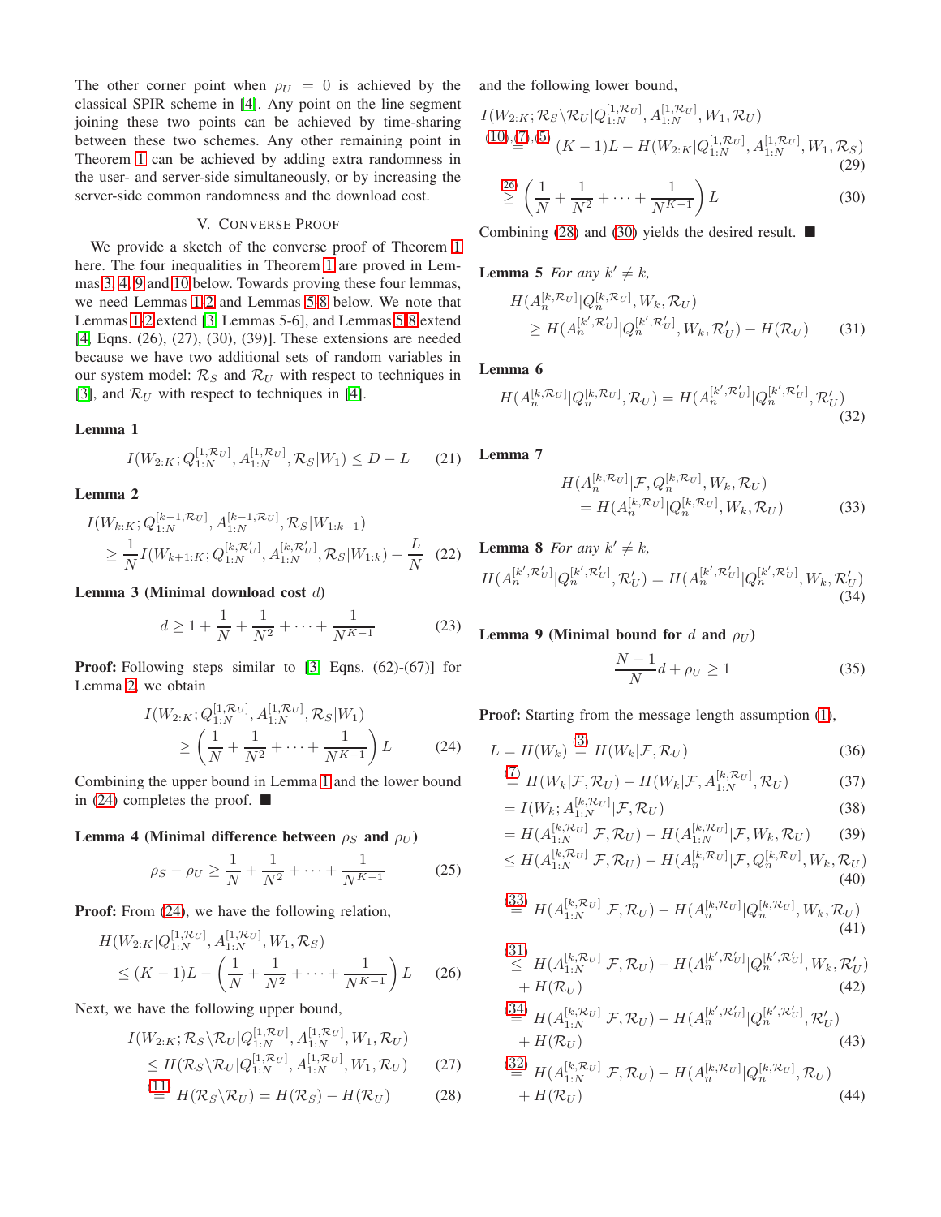The other corner point when $\rho_U = 0$ is achieved by the classical SPIR scheme in [4]. Any point on the line segment joining these two points can be achieved by time-sharing between these two schemes. Any other remaining point in Theorem 1 can be achieved by adding extra randomness in the user- and server-side simultaneously, or by increasing the server-side common randomness and the download cost.

## V. Converse Proof

We provide a sketch of the converse proof of Theorem 1 here. The four inequalities in Theorem 1 are proved in Lemmas 3, 4, 9 and 10 below. Towards proving these four lemmas, we need Lemmas 1,2 and Lemmas 5-8 below. We note that Lemmas 1-2 extend [3, Lemmas 5-6], and Lemmas 5-8 extend [4, Eqns. (26), (27), (30), (39)]. These extensions are needed because we have two additional sets of random variables in our system model: $\mathcal{R}_S$ and $\mathcal{R}_U$ with respect to techniques in [3], and $\mathcal{R}_U$ with respect to techniques in [4].

**Lemma 1**

$$I(W_{2:K}; Q_{1:N}^{[1,\mathcal{R}_U]}, A_{1:N}^{[1,\mathcal{R}_U]}, \mathcal{R}_S | W_1) \leq D - L \tag{21}$$

**Lemma 2**

$$\begin{aligned} I(W_{k:K}; Q_{1:N}^{[k-1,\mathcal{R}_U]}, A_{1:N}^{[k-1,\mathcal{R}_U]}, \mathcal{R}_S | W_{1:k-1}) \\ \geq \frac{1}{N} I(W_{k+1:K}; Q_{1:N}^{[k,\mathcal{R}'_U]}, A_{1:N}^{[k,\mathcal{R}'_U]}, \mathcal{R}_S | W_{1:k}) + \frac{L}{N} \end{aligned} \tag{22}$$

**Lemma 3 (Minimal download cost $d$)**

$$d \geq 1 + \frac{1}{N} + \frac{1}{N^2} + \cdots + \frac{1}{N^{K-1}} \tag{23}$$

**Proof:** Following steps similar to [3, Eqns. (62)-(67)] for Lemma 2, we obtain

$$\begin{aligned} I(W_{2:K}; Q_{1:N}^{[1,\mathcal{R}_U]}, A_{1:N}^{[1,\mathcal{R}_U]}, \mathcal{R}_S | W_1) \\ \geq \left( \frac{1}{N} + \frac{1}{N^2} + \cdots + \frac{1}{N^{K-1}} \right) L \end{aligned} \tag{24}$$

Combining the upper bound in Lemma 1 and the lower bound in (24) completes the proof. ■

**Lemma 4 (Minimal difference between $\rho_S$ and $\rho_U$)**

$$\rho_S - \rho_U \geq \frac{1}{N} + \frac{1}{N^2} + \cdots + \frac{1}{N^{K-1}} \tag{25}$$

**Proof:** From (24), we have the following relation,

$$\begin{aligned} H(W_{2:K} | Q_{1:N}^{[1,\mathcal{R}_U]}, A_{1:N}^{[1,\mathcal{R}_U]}, W_1, \mathcal{R}_S) \\ \leq (K-1)L - \left( \frac{1}{N} + \frac{1}{N^2} + \cdots + \frac{1}{N^{K-1}} \right) L \end{aligned} \tag{26}$$

Next, we have the following upper bound,

$$\begin{aligned} I(W_{2:K}; \mathcal{R}_S \backslash \mathcal{R}_U | Q_{1:N}^{[1,\mathcal{R}_U]}, A_{1:N}^{[1,\mathcal{R}_U]}, W_1, \mathcal{R}_U) \\ \leq H(\mathcal{R}_S \backslash \mathcal{R}_U | Q_{1:N}^{[1,\mathcal{R}_U]}, A_{1:N}^{[1,\mathcal{R}_U]}, W_1, \mathcal{R}_U) && (27) \\ \overset{(11)}{=} H(\mathcal{R}_S \backslash \mathcal{R}_U) = H(\mathcal{R}_S) - H(\mathcal{R}_U) && (28) \end{aligned}$$

and the following lower bound,

$$\begin{aligned} I(W_{2:K}; \mathcal{R}_S \backslash \mathcal{R}_U | Q_{1:N}^{[1,\mathcal{R}_U]}, A_{1:N}^{[1,\mathcal{R}_U]}, W_1, \mathcal{R}_U) \\ \overset{(10),(7),(5)}{=} (K-1)L - H(W_{2:K} | Q_{1:N}^{[1,\mathcal{R}_U]}, A_{1:N}^{[1,\mathcal{R}_U]}, W_1, \mathcal{R}_S) && (29) \\ \overset{(26)}{\geq} \left( \frac{1}{N} + \frac{1}{N^2} + \cdots + \frac{1}{N^{K-1}} \right) L && (30) \end{aligned}$$

Combining (28) and (30) yields the desired result. ■

**Lemma 5** *For any $k' \neq k$,*

$$\begin{aligned} H(A_n^{[k,\mathcal{R}_U]} | Q_n^{[k,\mathcal{R}_U]}, W_k, \mathcal{R}_U) \\ \geq H(A_n^{[k',\mathcal{R}'_U]} | Q_n^{[k',\mathcal{R}'_U]}, W_k, \mathcal{R}'_U) - H(\mathcal{R}_U) \end{aligned} \tag{31}$$

**Lemma 6**

$$H(A_n^{[k,\mathcal{R}_U]} | Q_n^{[k,\mathcal{R}_U]}, \mathcal{R}_U) = H(A_n^{[k',\mathcal{R}'_U]} | Q_n^{[k',\mathcal{R}'_U]}, \mathcal{R}'_U) \tag{32}$$

**Lemma 7**

$$\begin{aligned} H(A_n^{[k,\mathcal{R}_U]} | \mathcal{F}, Q_n^{[k,\mathcal{R}_U]}, W_k, \mathcal{R}_U) \\ = H(A_n^{[k,\mathcal{R}_U]} | Q_n^{[k,\mathcal{R}_U]}, W_k, \mathcal{R}_U) \end{aligned} \tag{33}$$

**Lemma 8** *For any $k' \neq k$,*

$$H(A_n^{[k',\mathcal{R}'_U]} | Q_n^{[k',\mathcal{R}'_U]}, \mathcal{R}'_U) = H(A_n^{[k',\mathcal{R}'_U]} | Q_n^{[k',\mathcal{R}'_U]}, W_k, \mathcal{R}'_U) \tag{34}$$

**Lemma 9 (Minimal bound for $d$ and $\rho_U$)**

$$\frac{N-1}{N} d + \rho_U \geq 1 \tag{35}$$

**Proof:** Starting from the message length assumption (1),

$$\begin{aligned} L = H(W_k) &\overset{(3)}{=} H(W_k | \mathcal{F}, \mathcal{R}_U) && (36) \\ &\overset{(7)}{=} H(W_k | \mathcal{F}, \mathcal{R}_U) - H(W_k | \mathcal{F}, A_{1:N}^{[k,\mathcal{R}_U]}, \mathcal{R}_U) && (37) \\ &= I(W_k; A_{1:N}^{[k,\mathcal{R}_U]} | \mathcal{F}, \mathcal{R}_U) && (38) \\ &= H(A_{1:N}^{[k,\mathcal{R}_U]} | \mathcal{F}, \mathcal{R}_U) - H(A_{1:N}^{[k,\mathcal{R}_U]} | \mathcal{F}, W_k, \mathcal{R}_U) && (39) \\ &\leq H(A_{1:N}^{[k,\mathcal{R}_U]} | \mathcal{F}, \mathcal{R}_U) - H(A_n^{[k,\mathcal{R}_U]} | \mathcal{F}, Q_n^{[k,\mathcal{R}_U]}, W_k, \mathcal{R}_U) && (40) \\ &\overset{(33)}{=} H(A_{1:N}^{[k,\mathcal{R}_U]} | \mathcal{F}, \mathcal{R}_U) - H(A_n^{[k,\mathcal{R}_U]} | Q_n^{[k,\mathcal{R}_U]}, W_k, \mathcal{R}_U) && (41) \\ &\overset{(31)}{\leq} H(A_{1:N}^{[k,\mathcal{R}_U]} | \mathcal{F}, \mathcal{R}_U) - H(A_n^{[k',\mathcal{R}'_U]} | Q_n^{[k',\mathcal{R}'_U]}, W_k, \mathcal{R}'_U) \\ &\quad + H(\mathcal{R}_U) && (42) \\ &\overset{(34)}{=} H(A_{1:N}^{[k,\mathcal{R}_U]} | \mathcal{F}, \mathcal{R}_U) - H(A_n^{[k',\mathcal{R}'_U]} | Q_n^{[k',\mathcal{R}'_U]}, \mathcal{R}'_U) \\ &\quad + H(\mathcal{R}_U) && (43) \\ &\overset{(32)}{=} H(A_{1:N}^{[k,\mathcal{R}_U]} | \mathcal{F}, \mathcal{R}_U) - H(A_n^{[k,\mathcal{R}_U]} | Q_n^{[k,\mathcal{R}_U]}, \mathcal{R}_U) \\ &\quad + H(\mathcal{R}_U) && (44) \end{aligned}$$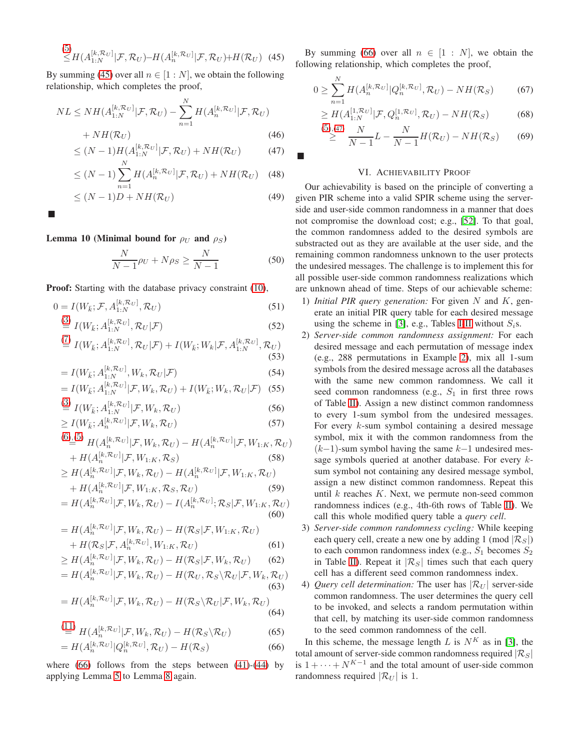$$\overset{(5)}{\leq} H(A_{1:N}^{[k,\mathcal{R}_U]}|\mathcal{F},\mathcal{R}_U) - H(A_n^{[k,\mathcal{R}_U]}|\mathcal{F},\mathcal{R}_U) + H(\mathcal{R}_U) \quad (45)$$

By summing (45) over all $n \in [1:N]$, we obtain the following relationship, which completes the proof,

$$
\begin{aligned}
NL &\leq NH(A_{1:N}^{[k,\mathcal{R}_U]}|\mathcal{F},\mathcal{R}_U) - \sum_{n=1}^{N} H(A_n^{[k,\mathcal{R}_U]}|\mathcal{F},\mathcal{R}_U) \\
&\quad + NH(\mathcal{R}_U) && (46)\\
&\leq (N-1)H(A_{1:N}^{[k,\mathcal{R}_U]}|\mathcal{F},\mathcal{R}_U) + NH(\mathcal{R}_U) && (47)\\
&\leq (N-1)\sum_{n=1}^{N} H(A_n^{[k,\mathcal{R}_U]}|\mathcal{F},\mathcal{R}_U) + NH(\mathcal{R}_U) && (48)\\
&\leq (N-1)D + NH(\mathcal{R}_U) && (49)
\end{aligned}
$$

■

**Lemma 10 (Minimal bound for $\rho_U$ and $\rho_S$)**

$$\frac{N}{N-1}\rho_U + N\rho_S \geq \frac{N}{N-1} \quad (50)$$

**Proof:** Starting with the database privacy constraint (10),

$$
\begin{aligned}
0 &= I(W_{\bar{k}}; \mathcal{F}, A_{1:N}^{[k,\mathcal{R}_U]}, \mathcal{R}_U) && (51)\\
&\overset{(3)}{=} I(W_{\bar{k}}; A_{1:N}^{[k,\mathcal{R}_U]}, \mathcal{R}_U|\mathcal{F}) && (52)\\
&\overset{(7)}{=} I(W_{\bar{k}}; A_{1:N}^{[k,\mathcal{R}_U]}, \mathcal{R}_U|\mathcal{F}) + I(W_{\bar{k}}; W_k|\mathcal{F}, A_{1:N}^{[k,\mathcal{R}_U]}, \mathcal{R}_U) && (53)\\
&= I(W_{\bar{k}}; A_{1:N}^{[k,\mathcal{R}_U]}, W_k, \mathcal{R}_U|\mathcal{F}) && (54)\\
&= I(W_{\bar{k}}; A_{1:N}^{[k,\mathcal{R}_U]}|\mathcal{F}, W_k, \mathcal{R}_U) + I(W_{\bar{k}}; W_k, \mathcal{R}_U|\mathcal{F}) && (55)\\
&\overset{(3)}{=} I(W_{\bar{k}}; A_{1:N}^{[k,\mathcal{R}_U]}|\mathcal{F}, W_k, \mathcal{R}_U) && (56)\\
&\geq I(W_{\bar{k}}; A_n^{[k,\mathcal{R}_U]}|\mathcal{F}, W_k, \mathcal{R}_U) && (57)\\
&\overset{(6),(5)}{=} H(A_n^{[k,\mathcal{R}_U]}|\mathcal{F}, W_k, \mathcal{R}_U) - H(A_n^{[k,\mathcal{R}_U]}|\mathcal{F}, W_{1:K}, \mathcal{R}_U) \\
&\quad + H(A_n^{[k,\mathcal{R}_U]}|\mathcal{F}, W_{1:K}, \mathcal{R}_S) && (58)\\
&\geq H(A_n^{[k,\mathcal{R}_U]}|\mathcal{F}, W_k, \mathcal{R}_U) - H(A_n^{[k,\mathcal{R}_U]}|\mathcal{F}, W_{1:K}, \mathcal{R}_U) \\
&\quad + H(A_n^{[k,\mathcal{R}_U]}|\mathcal{F}, W_{1:K}, \mathcal{R}_S, \mathcal{R}_U) && (59)\\
&= H(A_n^{[k,\mathcal{R}_U]}|\mathcal{F}, W_k, \mathcal{R}_U) - I(A_n^{[k,\mathcal{R}_U]}; \mathcal{R}_S|\mathcal{F}, W_{1:K}, \mathcal{R}_U) && (60)\\
&= H(A_n^{[k,\mathcal{R}_U]}|\mathcal{F}, W_k, \mathcal{R}_U) - H(\mathcal{R}_S|\mathcal{F}, W_{1:K}, \mathcal{R}_U) \\
&\quad + H(\mathcal{R}_S|\mathcal{F}, A_n^{[k,\mathcal{R}_U]}, W_{1:K}, \mathcal{R}_U) && (61)\\
&\geq H(A_n^{[k,\mathcal{R}_U]}|\mathcal{F}, W_k, \mathcal{R}_U) - H(\mathcal{R}_S|\mathcal{F}, W_k, \mathcal{R}_U) && (62)\\
&= H(A_n^{[k,\mathcal{R}_U]}|\mathcal{F}, W_k, \mathcal{R}_U) - H(\mathcal{R}_U, \mathcal{R}_S \backslash \mathcal{R}_U|\mathcal{F}, W_k, \mathcal{R}_U) && (63)\\
&= H(A_n^{[k,\mathcal{R}_U]}|\mathcal{F}, W_k, \mathcal{R}_U) - H(\mathcal{R}_S \backslash \mathcal{R}_U|\mathcal{F}, W_k, \mathcal{R}_U) && (64)\\
&\overset{(11)}{=} H(A_n^{[k,\mathcal{R}_U]}|\mathcal{F}, W_k, \mathcal{R}_U) - H(\mathcal{R}_S \backslash \mathcal{R}_U) && (65)\\
&= H(A_n^{[k,\mathcal{R}_U]}|Q_n^{[k,\mathcal{R}_U]}, \mathcal{R}_U) - H(\mathcal{R}_S) && (66)
\end{aligned}
$$

where (66) follows from the steps between (41)-(44) by applying Lemma 5 to Lemma 8 again.

By summing (66) over all $n \in [1:N]$, we obtain the following relationship, which completes the proof,

$$
\begin{aligned}
0 &\geq \sum_{n=1}^{N} H(A_n^{[k,\mathcal{R}_U]}|Q_n^{[k,\mathcal{R}_U]}, \mathcal{R}_U) - NH(\mathcal{R}_S) && (67)\\
&\geq H(A_{1:N}^{[1,\mathcal{R}_U]}|\mathcal{F}, Q_n^{[1,\mathcal{R}_U]}, \mathcal{R}_U) - NH(\mathcal{R}_S) && (68)\\
&\overset{(5),(47)}{\geq} \frac{N}{N-1}L - \frac{N}{N-1}H(\mathcal{R}_U) - NH(\mathcal{R}_S) && (69)
\end{aligned}
$$

■

## VI. Achievability Proof

Our achievability is based on the principle of converting a given PIR scheme into a valid SPIR scheme using the server-side and user-side common randomness in a manner that does not compromise the download cost; e.g., [52]. To that goal, the common randomness added to the desired symbols are substracted out as they are available at the user side, and the remaining common randomness unknown to the user protects the undesired messages. The challenge is to implement this for all possible user-side common randomness realizations which are unknown ahead of time. Steps of our achievable scheme:

1) *Initial PIR query generation:* For given $N$ and $K$, generate an initial PIR query table for each desired message using the scheme in [3], e.g., Tables I-II without $S_i$s.
2) *Server-side common randomness assignment:* For each desired message and each permutation of message index (e.g., 288 permutations in Example 2), mix all 1-sum symbols from the desired message across all the databases with the same new common randomness. We call it seed common randomness (e.g., $S_1$ in first three rows of Table II). Assign a new distinct common randomness to every 1-sum symbol from the undesired messages. For every $k$-sum symbol containing a desired message symbol, mix it with the common randomness from the $(k-1)$-sum symbol having the same $k-1$ undesired message symbols queried at another database. For every $k$-sum symbol not containing any desired message symbol, assign a new distinct common randomness. Repeat this until $k$ reaches $K$. Next, we permute non-seed common randomness indices (e.g., 4th-6th rows of Table II). We call this whole modified query table a *query cell*.
3) *Server-side common randomness cycling:* While keeping each query cell, create a new one by adding 1 (mod $|\mathcal{R}_S|$) to each common randomness index (e.g., $S_1$ becomes $S_2$ in Table II). Repeat it $|\mathcal{R}_S|$ times such that each query cell has a different seed common randomness index.
4) *Query cell determination:* The user has $|\mathcal{R}_U|$ server-side common randomness. The user determines the query cell to be invoked, and selects a random permutation within that cell, by matching its user-side common randomness to the seed common randomness of the cell.

In this scheme, the message length $L$ is $N^K$ as in [3], the total amount of server-side common randomness required $|\mathcal{R}_S|$ is $1 + \cdots + N^{K-1}$ and the total amount of user-side common randomness required $|\mathcal{R}_U|$ is 1.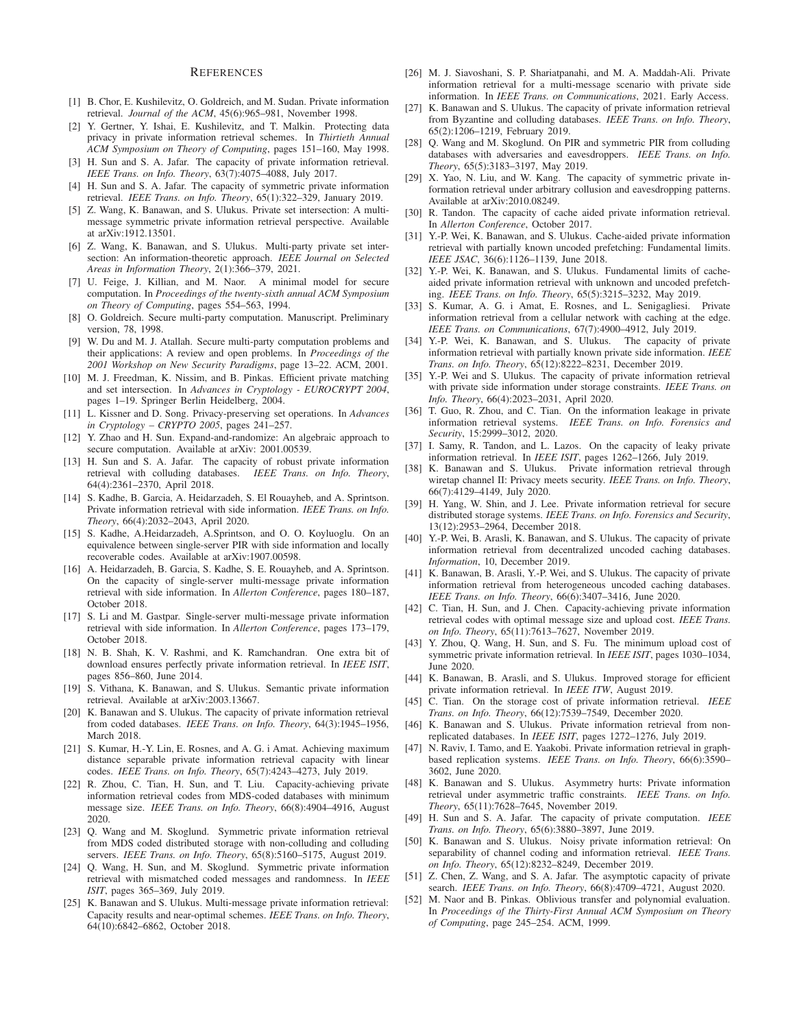# REFERENCES

[1] B. Chor, E. Kushilevitz, O. Goldreich, and M. Sudan. Private information retrieval. *Journal of the ACM*, 45(6):965–981, November 1998.

[2] Y. Gertner, Y. Ishai, E. Kushilevitz, and T. Malkin. Protecting data privacy in private information retrieval schemes. In *Thirtieth Annual ACM Symposium on Theory of Computing*, pages 151–160, May 1998.

[3] H. Sun and S. A. Jafar. The capacity of private information retrieval. *IEEE Trans. on Info. Theory*, 63(7):4075–4088, July 2017.

[4] H. Sun and S. A. Jafar. The capacity of symmetric private information retrieval. *IEEE Trans. on Info. Theory*, 65(1):322–329, January 2019.

[5] Z. Wang, K. Banawan, and S. Ulukus. Private set intersection: A multi-message symmetric private information retrieval perspective. Available at arXiv:1912.13501.

[6] Z. Wang, K. Banawan, and S. Ulukus. Multi-party private set intersection: An information-theoretic approach. *IEEE Journal on Selected Areas in Information Theory*, 2(1):366–379, 2021.

[7] U. Feige, J. Killian, and M. Naor. A minimal model for secure computation. In *Proceedings of the twenty-sixth annual ACM Symposium on Theory of Computing*, pages 554–563, 1994.

[8] O. Goldreich. Secure multi-party computation. Manuscript. Preliminary version, 78, 1998.

[9] W. Du and M. J. Atallah. Secure multi-party computation problems and their applications: A review and open problems. In *Proceedings of the 2001 Workshop on New Security Paradigms*, page 13–22. ACM, 2001.

[10] M. J. Freedman, K. Nissim, and B. Pinkas. Efficient private matching and set intersection. In *Advances in Cryptology - EUROCRYPT 2004*, pages 1–19. Springer Berlin Heidelberg, 2004.

[11] L. Kissner and D. Song. Privacy-preserving set operations. In *Advances in Cryptology – CRYPTO 2005*, pages 241–257.

[12] Y. Zhao and H. Sun. Expand-and-randomize: An algebraic approach to secure computation. Available at arXiv: 2001.00539.

[13] H. Sun and S. A. Jafar. The capacity of robust private information retrieval with colluding databases. *IEEE Trans. on Info. Theory*, 64(4):2361–2370, April 2018.

[14] S. Kadhe, B. Garcia, A. Heidarzadeh, S. El Rouayheb, and A. Sprintson. Private information retrieval with side information. *IEEE Trans. on Info. Theory*, 66(4):2032–2043, April 2020.

[15] S. Kadhe, A.Heidarzadeh, A.Sprintson, and O. O. Koyluoglu. On an equivalence between single-server PIR with side information and locally recoverable codes. Available at arXiv:1907.00598.

[16] A. Heidarzadeh, B. Garcia, S. Kadhe, S. E. Rouayheb, and A. Sprintson. On the capacity of single-server multi-message private information retrieval with side information. In *Allerton Conference*, pages 180–187, October 2018.

[17] S. Li and M. Gastpar. Single-server multi-message private information retrieval with side information. In *Allerton Conference*, pages 173–179, October 2018.

[18] N. B. Shah, K. V. Rashmi, and K. Ramchandran. One extra bit of download ensures perfectly private information retrieval. In *IEEE ISIT*, pages 856–860, June 2014.

[19] S. Vithana, K. Banawan, and S. Ulukus. Semantic private information retrieval. Available at arXiv:2003.13667.

[20] K. Banawan and S. Ulukus. The capacity of private information retrieval from coded databases. *IEEE Trans. on Info. Theory*, 64(3):1945–1956, March 2018.

[21] S. Kumar, H.-Y. Lin, E. Rosnes, and A. G. i Amat. Achieving maximum distance separable private information retrieval capacity with linear codes. *IEEE Trans. on Info. Theory*, 65(7):4243–4273, July 2019.

[22] R. Zhou, C. Tian, H. Sun, and T. Liu. Capacity-achieving private information retrieval codes from MDS-coded databases with minimum message size. *IEEE Trans. on Info. Theory*, 66(8):4904–4916, August 2020.

[23] Q. Wang and M. Skoglund. Symmetric private information retrieval from MDS coded distributed storage with non-colluding and colluding servers. *IEEE Trans. on Info. Theory*, 65(8):5160–5175, August 2019.

[24] Q. Wang, H. Sun, and M. Skoglund. Symmetric private information retrieval with mismatched coded messages and randomness. In *IEEE ISIT*, pages 365–369, July 2019.

[25] K. Banawan and S. Ulukus. Multi-message private information retrieval: Capacity results and near-optimal schemes. *IEEE Trans. on Info. Theory*, 64(10):6842–6862, October 2018.

[26] M. J. Siavoshani, S. P. Shariatpanahi, and M. A. Maddah-Ali. Private information retrieval for a multi-message scenario with private side information. In *IEEE Trans. on Communications*, 2021. Early Access.

[27] K. Banawan and S. Ulukus. The capacity of private information retrieval from Byzantine and colluding databases. *IEEE Trans. on Info. Theory*, 65(2):1206–1219, February 2019.

[28] Q. Wang and M. Skoglund. On PIR and symmetric PIR from colluding databases with adversaries and eavesdroppers. *IEEE Trans. on Info. Theory*, 65(5):3183–3197, May 2019.

[29] X. Yao, N. Liu, and W. Kang. The capacity of symmetric private information retrieval under arbitrary collusion and eavesdropping patterns. Available at arXiv:2010.08249.

[30] R. Tandon. The capacity of cache aided private information retrieval. In *Allerton Conference*, October 2017.

[31] Y.-P. Wei, K. Banawan, and S. Ulukus. Cache-aided private information retrieval with partially known uncoded prefetching: Fundamental limits. *IEEE JSAC*, 36(6):1126–1139, June 2018.

[32] Y.-P. Wei, K. Banawan, and S. Ulukus. Fundamental limits of cache-aided private information retrieval with unknown and uncoded prefetching. *IEEE Trans. on Info. Theory*, 65(5):3215–3232, May 2019.

[33] S. Kumar, A. G. i Amat, E. Rosnes, and L. Senigagliesi. Private information retrieval from a cellular network with caching at the edge. *IEEE Trans. on Communications*, 67(7):4900–4912, July 2019.

[34] Y.-P. Wei, K. Banawan, and S. Ulukus. The capacity of private information retrieval with partially known private side information. *IEEE Trans. on Info. Theory*, 65(12):8222–8231, December 2019.

[35] Y.-P. Wei and S. Ulukus. The capacity of private information retrieval with private side information under storage constraints. *IEEE Trans. on Info. Theory*, 66(4):2023–2031, April 2020.

[36] T. Guo, R. Zhou, and C. Tian. On the information leakage in private information retrieval systems. *IEEE Trans. on Info. Forensics and Security*, 15:2999–3012, 2020.

[37] I. Samy, R. Tandon, and L. Lazos. On the capacity of leaky private information retrieval. In *IEEE ISIT*, pages 1262–1266, July 2019.

[38] K. Banawan and S. Ulukus. Private information retrieval through wiretap channel II: Privacy meets security. *IEEE Trans. on Info. Theory*, 66(7):4129–4149, July 2020.

[39] H. Yang, W. Shin, and J. Lee. Private information retrieval for secure distributed storage systems. *IEEE Trans. on Info. Forensics and Security*, 13(12):2953–2964, December 2018.

[40] Y.-P. Wei, B. Arasli, K. Banawan, and S. Ulukus. The capacity of private information retrieval from decentralized uncoded caching databases. *Information*, 10, December 2019.

[41] K. Banawan, B. Arasli, Y.-P. Wei, and S. Ulukus. The capacity of private information retrieval from heterogeneous uncoded caching databases. *IEEE Trans. on Info. Theory*, 66(6):3407–3416, June 2020.

[42] C. Tian, H. Sun, and J. Chen. Capacity-achieving private information retrieval codes with optimal message size and upload cost. *IEEE Trans. on Info. Theory*, 65(11):7613–7627, November 2019.

[43] Y. Zhou, Q. Wang, H. Sun, and S. Fu. The minimum upload cost of symmetric private information retrieval. In *IEEE ISIT*, pages 1030–1034, June 2020.

[44] K. Banawan, B. Arasli, and S. Ulukus. Improved storage for efficient private information retrieval. In *IEEE ITW*, August 2019.

[45] C. Tian. On the storage cost of private information retrieval. *IEEE Trans. on Info. Theory*, 66(12):7539–7549, December 2020.

[46] K. Banawan and S. Ulukus. Private information retrieval from non-replicated databases. In *IEEE ISIT*, pages 1272–1276, July 2019.

[47] N. Raviv, I. Tamo, and E. Yaakobi. Private information retrieval in graph-based replication systems. *IEEE Trans. on Info. Theory*, 66(6):3590–3602, June 2020.

[48] K. Banawan and S. Ulukus. Asymmetry hurts: Private information retrieval under asymmetric traffic constraints. *IEEE Trans. on Info. Theory*, 65(11):7628–7645, November 2019.

[49] H. Sun and S. A. Jafar. The capacity of private computation. *IEEE Trans. on Info. Theory*, 65(6):3880–3897, June 2019.

[50] K. Banawan and S. Ulukus. Noisy private information retrieval: On separability of channel coding and information retrieval. *IEEE Trans. on Info. Theory*, 65(12):8232–8249, December 2019.

[51] Z. Chen, Z. Wang, and S. A. Jafar. The asymptotic capacity of private search. *IEEE Trans. on Info. Theory*, 66(8):4709–4721, August 2020.

[52] M. Naor and B. Pinkas. Oblivious transfer and polynomial evaluation. In *Proceedings of the Thirty-First Annual ACM Symposium on Theory of Computing*, page 245–254. ACM, 1999.